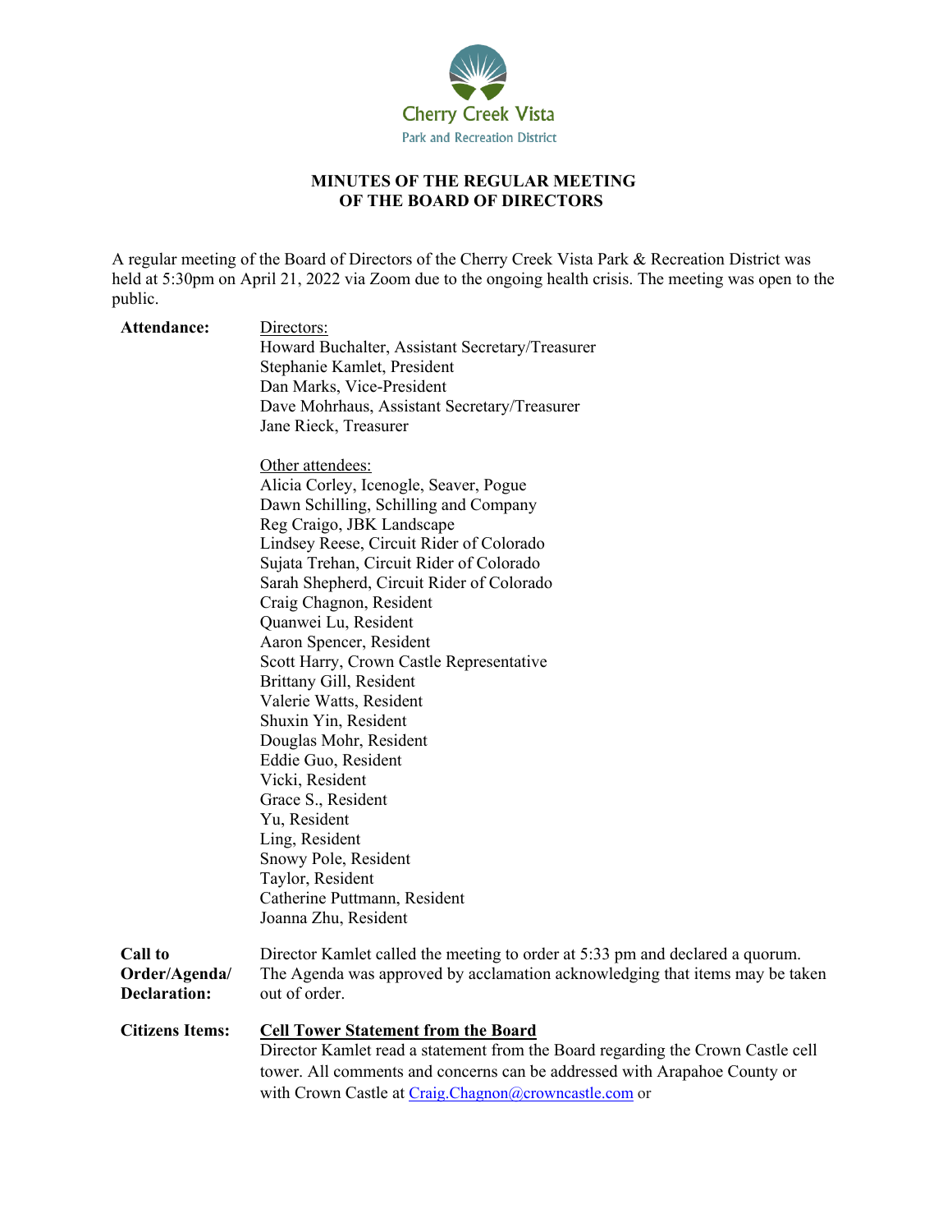Cherry Creek Vista

Park and Recreation District

## MINUTES OF THE REGULAR MEETING OF THE BOARD OF DIRECTORS

A regular meeting of the Board of Directors of the Cherry Creek Vista Park & Recreation District was held at 5:30pm on April 21, 2022 via Zoom due to the ongoing health crisis. The meeting was open to the public.

**Attendance:**

Directors:
Howard Buchalter, Assistant Secretary/Treasurer
Stephanie Kamlet, President
Dan Marks, Vice-President
Dave Mohrhaus, Assistant Secretary/Treasurer
Jane Rieck, Treasurer

Other attendees:
Alicia Corley, Icenogle, Seaver, Pogue
Dawn Schilling, Schilling and Company
Reg Craigo, JBK Landscape
Lindsey Reese, Circuit Rider of Colorado
Sujata Trehan, Circuit Rider of Colorado
Sarah Shepherd, Circuit Rider of Colorado
Craig Chagnon, Resident
Quanwei Lu, Resident
Aaron Spencer, Resident
Scott Harry, Crown Castle Representative
Brittany Gill, Resident
Valerie Watts, Resident
Shuxin Yin, Resident
Douglas Mohr, Resident
Eddie Guo, Resident
Vicki, Resident
Grace S., Resident
Yu, Resident
Ling, Resident
Snowy Pole, Resident
Taylor, Resident
Catherine Puttmann, Resident
Joanna Zhu, Resident

**Call to Order/Agenda/ Declaration:**

Director Kamlet called the meeting to order at 5:33 pm and declared a quorum. The Agenda was approved by acclamation acknowledging that items may be taken out of order.

**Citizens Items:**

**Cell Tower Statement from the Board**

Director Kamlet read a statement from the Board regarding the Crown Castle cell tower. All comments and concerns can be addressed with Arapahoe County or with Crown Castle at Craig.Chagnon@crowncastle.com or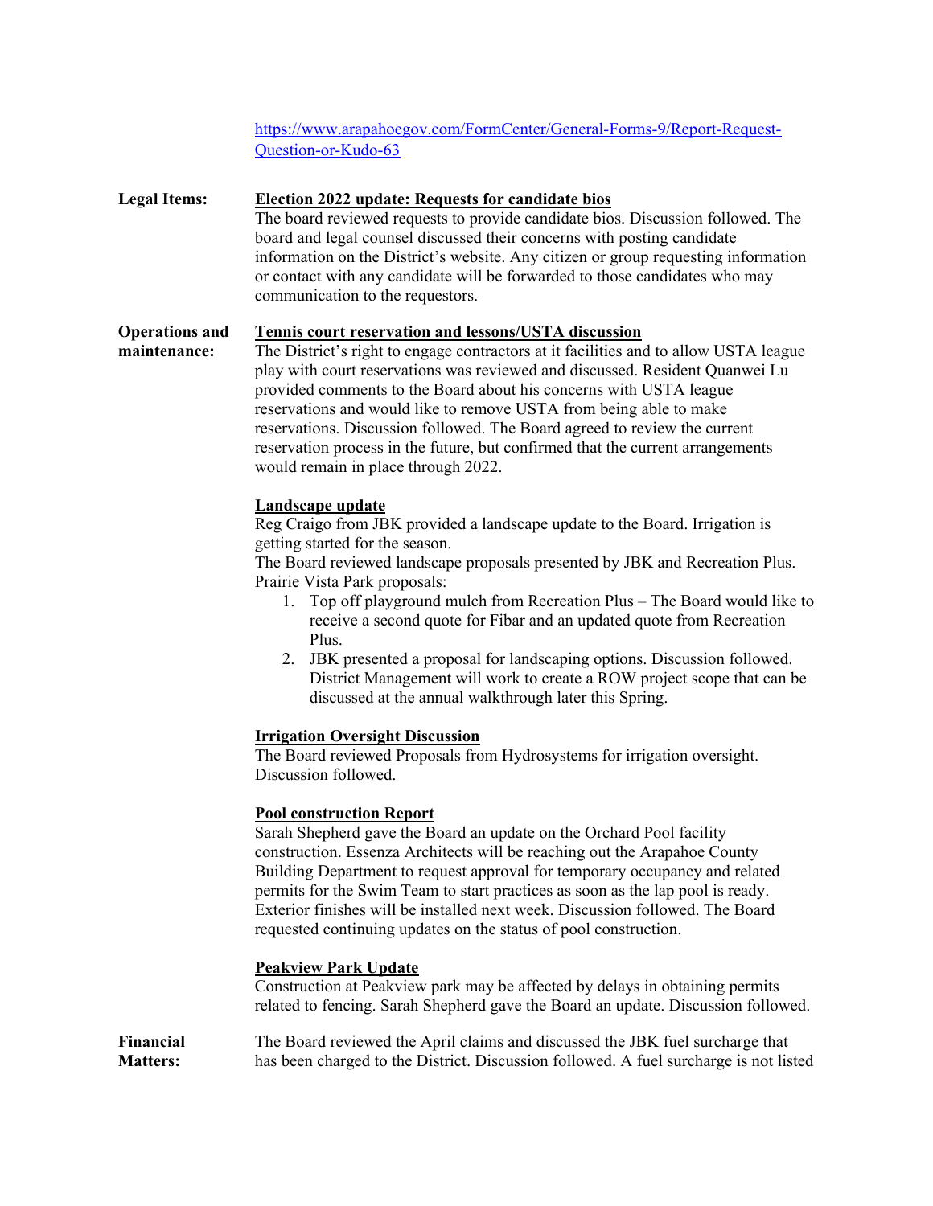https://www.arapahoegov.com/FormCenter/General-Forms-9/Report-Request-Question-or-Kudo-63

**Legal Items:**

**Election 2022 update: Requests for candidate bios**

The board reviewed requests to provide candidate bios. Discussion followed. The board and legal counsel discussed their concerns with posting candidate information on the District's website. Any citizen or group requesting information or contact with any candidate will be forwarded to those candidates who may communication to the requestors.

**Operations and maintenance:**

**Tennis court reservation and lessons/USTA discussion**

The District's right to engage contractors at it facilities and to allow USTA league play with court reservations was reviewed and discussed. Resident Quanwei Lu provided comments to the Board about his concerns with USTA league reservations and would like to remove USTA from being able to make reservations. Discussion followed. The Board agreed to review the current reservation process in the future, but confirmed that the current arrangements would remain in place through 2022.

**Landscape update**

Reg Craigo from JBK provided a landscape update to the Board. Irrigation is getting started for the season.

The Board reviewed landscape proposals presented by JBK and Recreation Plus. Prairie Vista Park proposals:

1. Top off playground mulch from Recreation Plus – The Board would like to receive a second quote for Fibar and an updated quote from Recreation Plus.
2. JBK presented a proposal for landscaping options. Discussion followed. District Management will work to create a ROW project scope that can be discussed at the annual walkthrough later this Spring.

**Irrigation Oversight Discussion**

The Board reviewed Proposals from Hydrosystems for irrigation oversight. Discussion followed.

**Pool construction Report**

Sarah Shepherd gave the Board an update on the Orchard Pool facility construction. Essenza Architects will be reaching out the Arapahoe County Building Department to request approval for temporary occupancy and related permits for the Swim Team to start practices as soon as the lap pool is ready. Exterior finishes will be installed next week. Discussion followed. The Board requested continuing updates on the status of pool construction.

**Peakview Park Update**

Construction at Peakview park may be affected by delays in obtaining permits related to fencing. Sarah Shepherd gave the Board an update. Discussion followed.

**Financial Matters:**

The Board reviewed the April claims and discussed the JBK fuel surcharge that has been charged to the District. Discussion followed. A fuel surcharge is not listed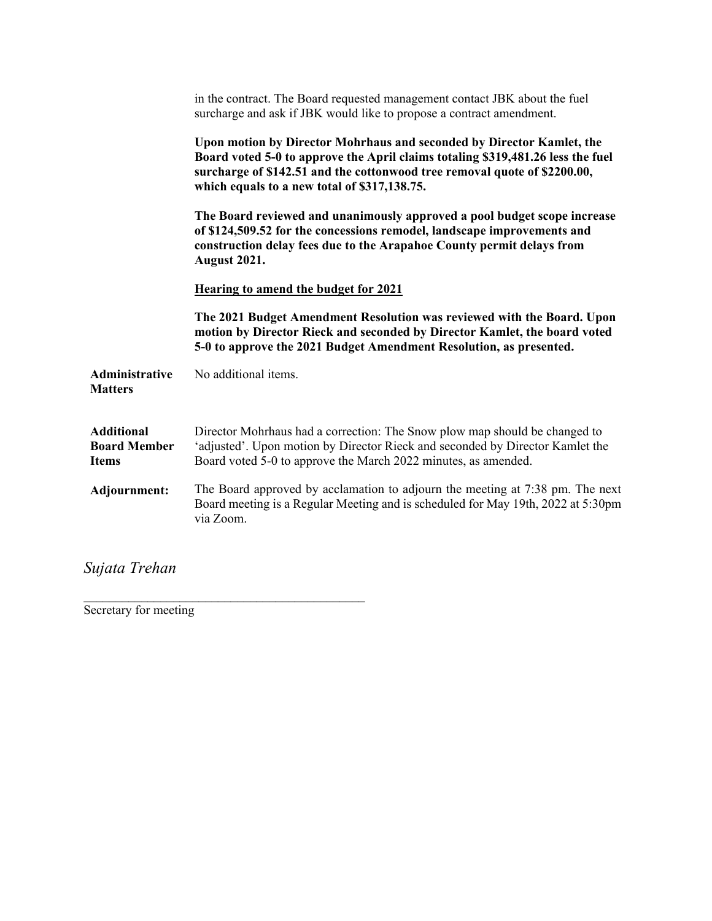in the contract. The Board requested management contact JBK about the fuel surcharge and ask if JBK would like to propose a contract amendment.

**Upon motion by Director Mohrhaus and seconded by Director Kamlet, the Board voted 5-0 to approve the April claims totaling $319,481.26 less the fuel surcharge of $142.51 and the cottonwood tree removal quote of $2200.00, which equals to a new total of $317,138.75.**

**The Board reviewed and unanimously approved a pool budget scope increase of $124,509.52 for the concessions remodel, landscape improvements and construction delay fees due to the Arapahoe County permit delays from August 2021.**

**<u>Hearing to amend the budget for 2021</u>**

**The 2021 Budget Amendment Resolution was reviewed with the Board. Upon motion by Director Rieck and seconded by Director Kamlet, the board voted 5-0 to approve the 2021 Budget Amendment Resolution, as presented.**

**Administrative Matters**

No additional items.

**Additional Board Member Items**

Director Mohrhaus had a correction: The Snow plow map should be changed to 'adjusted'. Upon motion by Director Rieck and seconded by Director Kamlet the Board voted 5-0 to approve the March 2022 minutes, as amended.

**Adjournment:**

The Board approved by acclamation to adjourn the meeting at 7:38 pm. The next Board meeting is a Regular Meeting and is scheduled for May 19th, 2022 at 5:30pm via Zoom.

*Sujata Trehan*

_____________________________________________

Secretary for meeting